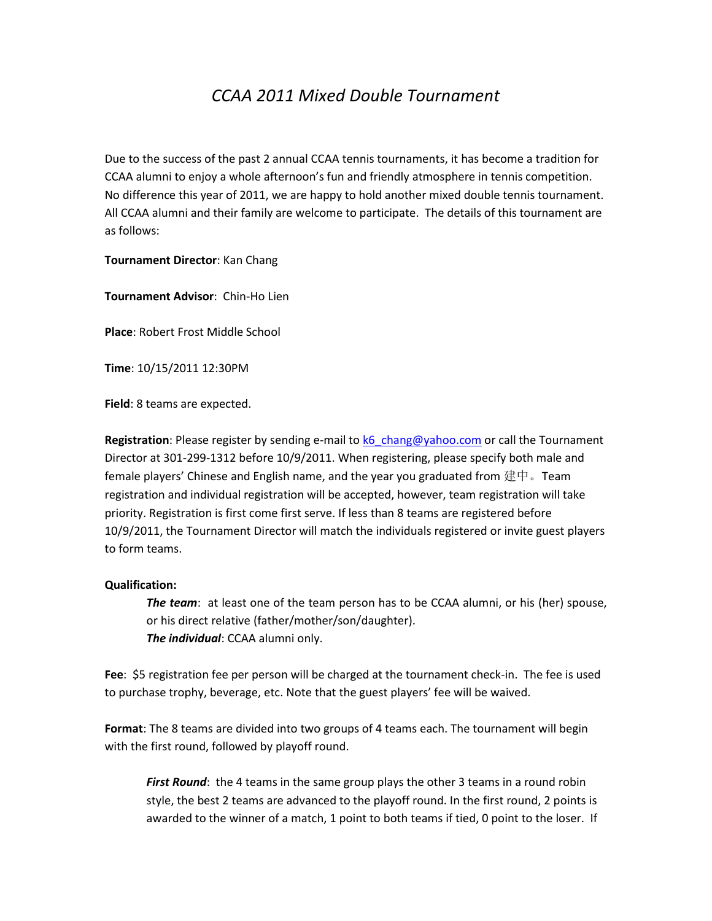# *CCAA 2011 Mixed Double Tournament*

Due to the success of the past 2 annual CCAA tennis tournaments, it has become a tradition for CCAA alumni to enjoy a whole afternoon's fun and friendly atmosphere in tennis competition. No difference this year of 2011, we are happy to hold another mixed double tennis tournament. All CCAA alumni and their family are welcome to participate. The details of this tournament are as follows:

**Tournament Director**: Kan Chang

**Tournament Advisor**: Chin-Ho Lien

**Place**: Robert Frost Middle School

**Time**: 10/15/2011 12:30PM

**Field**: 8 teams are expected.

**Registration**: Please register by sending e-mail to [k6_chang@yahoo.com](mailto:k6_chang@yahoo.com) or call the Tournament Director at 301-299-1312 before 10/9/2011. When registering, please specify both male and female players' Chinese and English name, and the year you graduated from 建中。Team registration and individual registration will be accepted, however, team registration will take priority. Registration is first come first serve. If less than 8 teams are registered before 10/9/2011, the Tournament Director will match the individuals registered or invite guest players to form teams.

**Qualification:**

> ***The team***: at least one of the team person has to be CCAA alumni, or his (her) spouse, or his direct relative (father/mother/son/daughter).
>
> ***The individual***: CCAA alumni only.

**Fee**: $5 registration fee per person will be charged at the tournament check-in. The fee is used to purchase trophy, beverage, etc. Note that the guest players' fee will be waived.

**Format**: The 8 teams are divided into two groups of 4 teams each. The tournament will begin with the first round, followed by playoff round.

> ***First Round***: the 4 teams in the same group plays the other 3 teams in a round robin style, the best 2 teams are advanced to the playoff round. In the first round, 2 points is awarded to the winner of a match, 1 point to both teams if tied, 0 point to the loser. If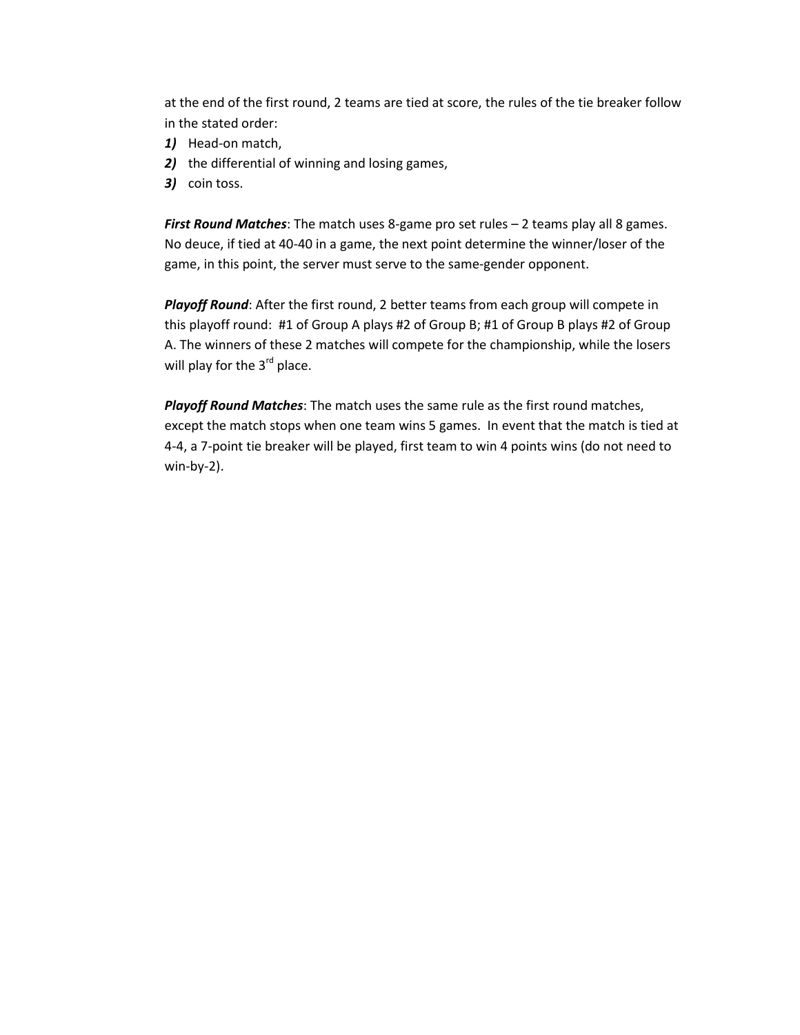at the end of the first round, 2 teams are tied at score, the rules of the tie breaker follow in the stated order:

***1)*** Head-on match,
***2)*** the differential of winning and losing games,
***3)*** coin toss.

***First Round Matches***: The match uses 8-game pro set rules – 2 teams play all 8 games. No deuce, if tied at 40-40 in a game, the next point determine the winner/loser of the game, in this point, the server must serve to the same-gender opponent.

***Playoff Round***: After the first round, 2 better teams from each group will compete in this playoff round: #1 of Group A plays #2 of Group B; #1 of Group B plays #2 of Group A. The winners of these 2 matches will compete for the championship, while the losers will play for the 3rd place.

***Playoff Round Matches***: The match uses the same rule as the first round matches, except the match stops when one team wins 5 games. In event that the match is tied at 4-4, a 7-point tie breaker will be played, first team to win 4 points wins (do not need to win-by-2).